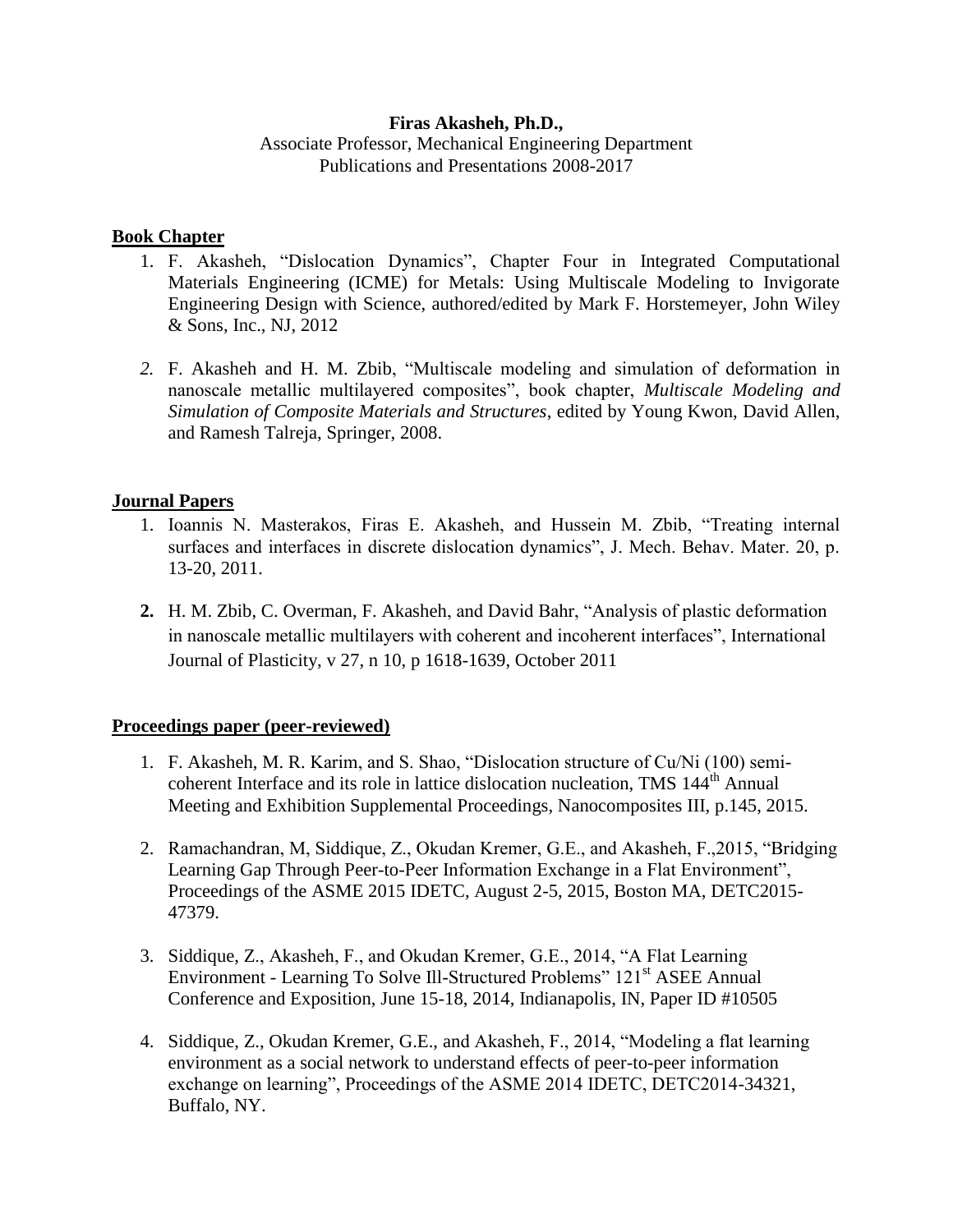**Firas Akasheh, Ph.D.,**
Associate Professor, Mechanical Engineering Department
Publications and Presentations 2008-2017

## Book Chapter

1. F. Akasheh, "Dislocation Dynamics", Chapter Four in Integrated Computational Materials Engineering (ICME) for Metals: Using Multiscale Modeling to Invigorate Engineering Design with Science, authored/edited by Mark F. Horstemeyer, John Wiley & Sons, Inc., NJ, 2012

2. F. Akasheh and H. M. Zbib, "Multiscale modeling and simulation of deformation in nanoscale metallic multilayered composites", book chapter, *Multiscale Modeling and Simulation of Composite Materials and Structures*, edited by Young Kwon, David Allen, and Ramesh Talreja, Springer, 2008.

## Journal Papers

1. Ioannis N. Masterakos, Firas E. Akasheh, and Hussein M. Zbib, "Treating internal surfaces and interfaces in discrete dislocation dynamics", J. Mech. Behav. Mater. 20, p. 13-20, 2011.

2. H. M. Zbib, C. Overman, F. Akasheh, and David Bahr, "Analysis of plastic deformation in nanoscale metallic multilayers with coherent and incoherent interfaces", International Journal of Plasticity, v 27, n 10, p 1618-1639, October 2011

## Proceedings paper (peer-reviewed)

1. F. Akasheh, M. R. Karim, and S. Shao, "Dislocation structure of Cu/Ni (100) semi-coherent Interface and its role in lattice dislocation nucleation, TMS 144th Annual Meeting and Exhibition Supplemental Proceedings, Nanocomposites III, p.145, 2015.

2. Ramachandran, M, Siddique, Z., Okudan Kremer, G.E., and Akasheh, F.,2015, "Bridging Learning Gap Through Peer-to-Peer Information Exchange in a Flat Environment", Proceedings of the ASME 2015 IDETC, August 2-5, 2015, Boston MA, DETC2015-47379.

3. Siddique, Z., Akasheh, F., and Okudan Kremer, G.E., 2014, "A Flat Learning Environment - Learning To Solve Ill-Structured Problems" 121st ASEE Annual Conference and Exposition, June 15-18, 2014, Indianapolis, IN, Paper ID #10505

4. Siddique, Z., Okudan Kremer, G.E., and Akasheh, F., 2014, "Modeling a flat learning environment as a social network to understand effects of peer-to-peer information exchange on learning", Proceedings of the ASME 2014 IDETC, DETC2014-34321, Buffalo, NY.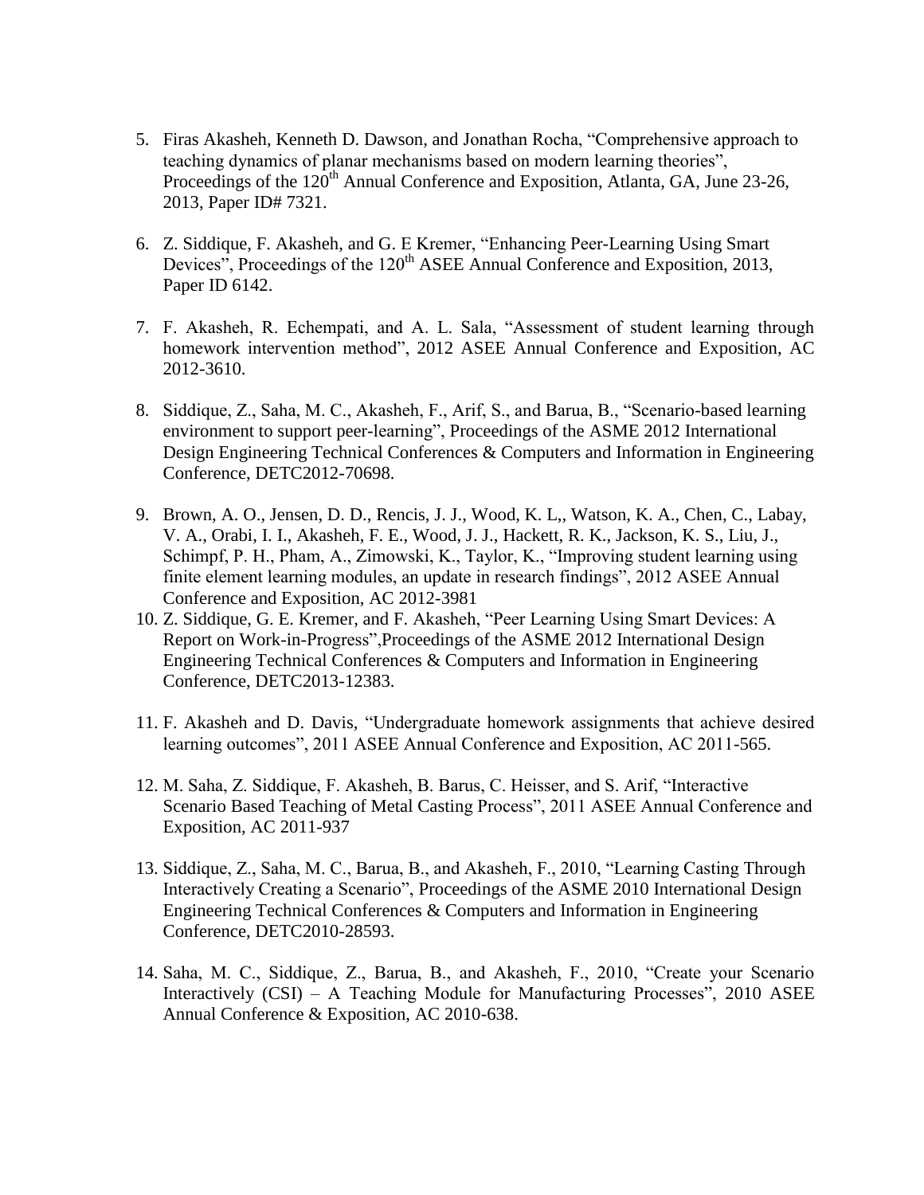5. Firas Akasheh, Kenneth D. Dawson, and Jonathan Rocha, "Comprehensive approach to teaching dynamics of planar mechanisms based on modern learning theories", Proceedings of the 120th Annual Conference and Exposition, Atlanta, GA, June 23-26, 2013, Paper ID# 7321.

6. Z. Siddique, F. Akasheh, and G. E Kremer, "Enhancing Peer-Learning Using Smart Devices", Proceedings of the 120th ASEE Annual Conference and Exposition, 2013, Paper ID 6142.

7. F. Akasheh, R. Echempati, and A. L. Sala, "Assessment of student learning through homework intervention method", 2012 ASEE Annual Conference and Exposition, AC 2012-3610.

8. Siddique, Z., Saha, M. C., Akasheh, F., Arif, S., and Barua, B., "Scenario-based learning environment to support peer-learning", Proceedings of the ASME 2012 International Design Engineering Technical Conferences & Computers and Information in Engineering Conference, DETC2012-70698.

9. Brown, A. O., Jensen, D. D., Rencis, J. J., Wood, K. L,, Watson, K. A., Chen, C., Labay, V. A., Orabi, I. I., Akasheh, F. E., Wood, J. J., Hackett, R. K., Jackson, K. S., Liu, J., Schimpf, P. H., Pham, A., Zimowski, K., Taylor, K., "Improving student learning using finite element learning modules, an update in research findings", 2012 ASEE Annual Conference and Exposition, AC 2012-3981

10. Z. Siddique, G. E. Kremer, and F. Akasheh, "Peer Learning Using Smart Devices: A Report on Work-in-Progress",Proceedings of the ASME 2012 International Design Engineering Technical Conferences & Computers and Information in Engineering Conference, DETC2013-12383.

11. F. Akasheh and D. Davis, "Undergraduate homework assignments that achieve desired learning outcomes", 2011 ASEE Annual Conference and Exposition, AC 2011-565.

12. M. Saha, Z. Siddique, F. Akasheh, B. Barus, C. Heisser, and S. Arif, "Interactive Scenario Based Teaching of Metal Casting Process", 2011 ASEE Annual Conference and Exposition, AC 2011-937

13. Siddique, Z., Saha, M. C., Barua, B., and Akasheh, F., 2010, "Learning Casting Through Interactively Creating a Scenario", Proceedings of the ASME 2010 International Design Engineering Technical Conferences & Computers and Information in Engineering Conference, DETC2010-28593.

14. Saha, M. C., Siddique, Z., Barua, B., and Akasheh, F., 2010, "Create your Scenario Interactively (CSI) – A Teaching Module for Manufacturing Processes", 2010 ASEE Annual Conference & Exposition, AC 2010-638.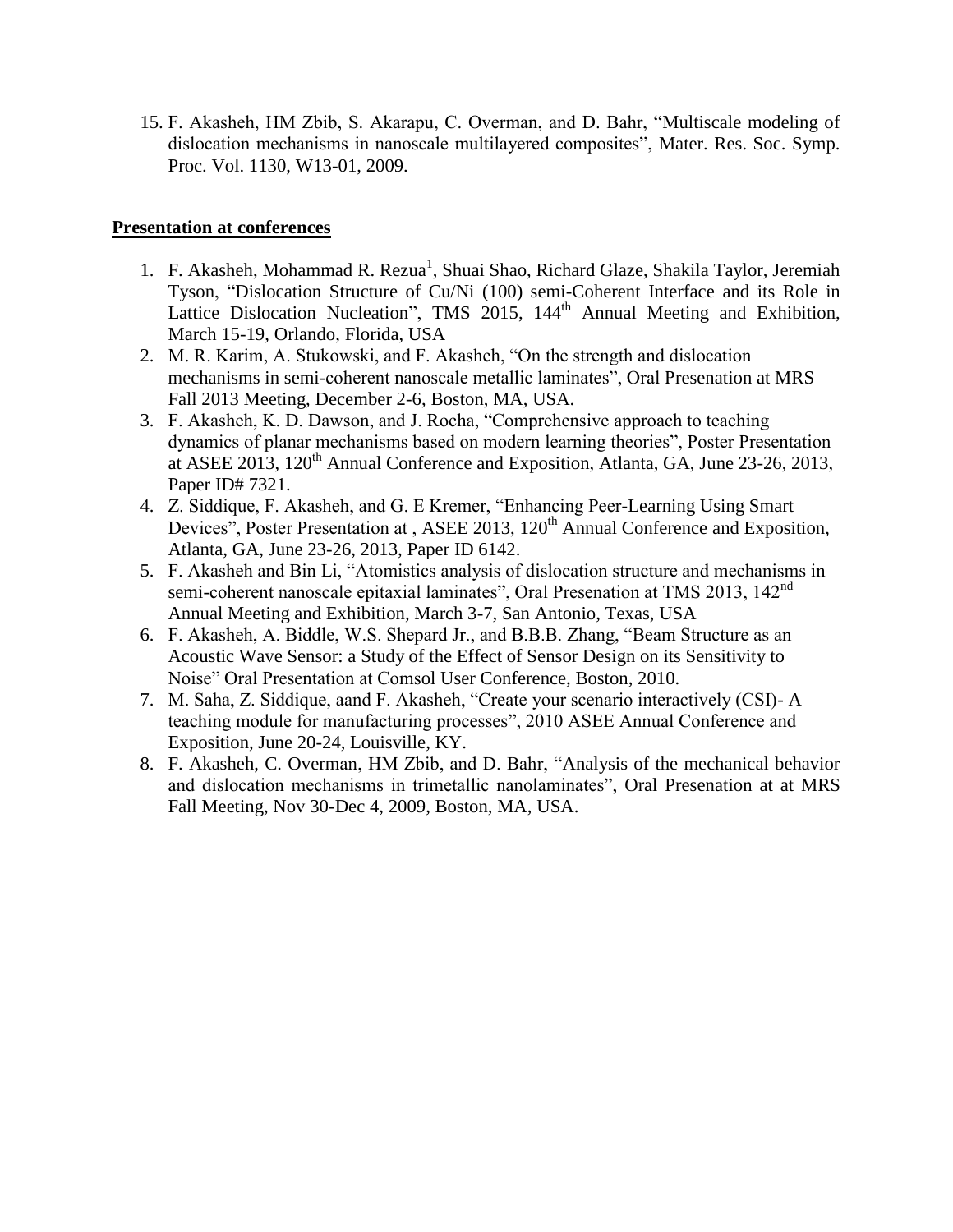15. F. Akasheh, HM Zbib, S. Akarapu, C. Overman, and D. Bahr, "Multiscale modeling of dislocation mechanisms in nanoscale multilayered composites", Mater. Res. Soc. Symp. Proc. Vol. 1130, W13-01, 2009.

**Presentation at conferences**

1. F. Akasheh, Mohammad R. Rezua[1], Shuai Shao, Richard Glaze, Shakila Taylor, Jeremiah Tyson, "Dislocation Structure of Cu/Ni (100) semi-Coherent Interface and its Role in Lattice Dislocation Nucleation", TMS 2015, 144th Annual Meeting and Exhibition, March 15-19, Orlando, Florida, USA
2. M. R. Karim, A. Stukowski, and F. Akasheh, "On the strength and dislocation mechanisms in semi-coherent nanoscale metallic laminates", Oral Presenation at MRS Fall 2013 Meeting, December 2-6, Boston, MA, USA.
3. F. Akasheh, K. D. Dawson, and J. Rocha, "Comprehensive approach to teaching dynamics of planar mechanisms based on modern learning theories", Poster Presentation at ASEE 2013, 120th Annual Conference and Exposition, Atlanta, GA, June 23-26, 2013, Paper ID# 7321.
4. Z. Siddique, F. Akasheh, and G. E Kremer, "Enhancing Peer-Learning Using Smart Devices", Poster Presentation at , ASEE 2013, 120th Annual Conference and Exposition, Atlanta, GA, June 23-26, 2013, Paper ID 6142.
5. F. Akasheh and Bin Li, "Atomistics analysis of dislocation structure and mechanisms in semi-coherent nanoscale epitaxial laminates", Oral Presenation at TMS 2013, 142nd Annual Meeting and Exhibition, March 3-7, San Antonio, Texas, USA
6. F. Akasheh, A. Biddle, W.S. Shepard Jr., and B.B.B. Zhang, "Beam Structure as an Acoustic Wave Sensor: a Study of the Effect of Sensor Design on its Sensitivity to Noise" Oral Presentation at Comsol User Conference, Boston, 2010.
7. M. Saha, Z. Siddique, aand F. Akasheh, "Create your scenario interactively (CSI)- A teaching module for manufacturing processes", 2010 ASEE Annual Conference and Exposition, June 20-24, Louisville, KY.
8. F. Akasheh, C. Overman, HM Zbib, and D. Bahr, "Analysis of the mechanical behavior and dislocation mechanisms in trimetallic nanolaminates", Oral Presenation at at MRS Fall Meeting, Nov 30-Dec 4, 2009, Boston, MA, USA.